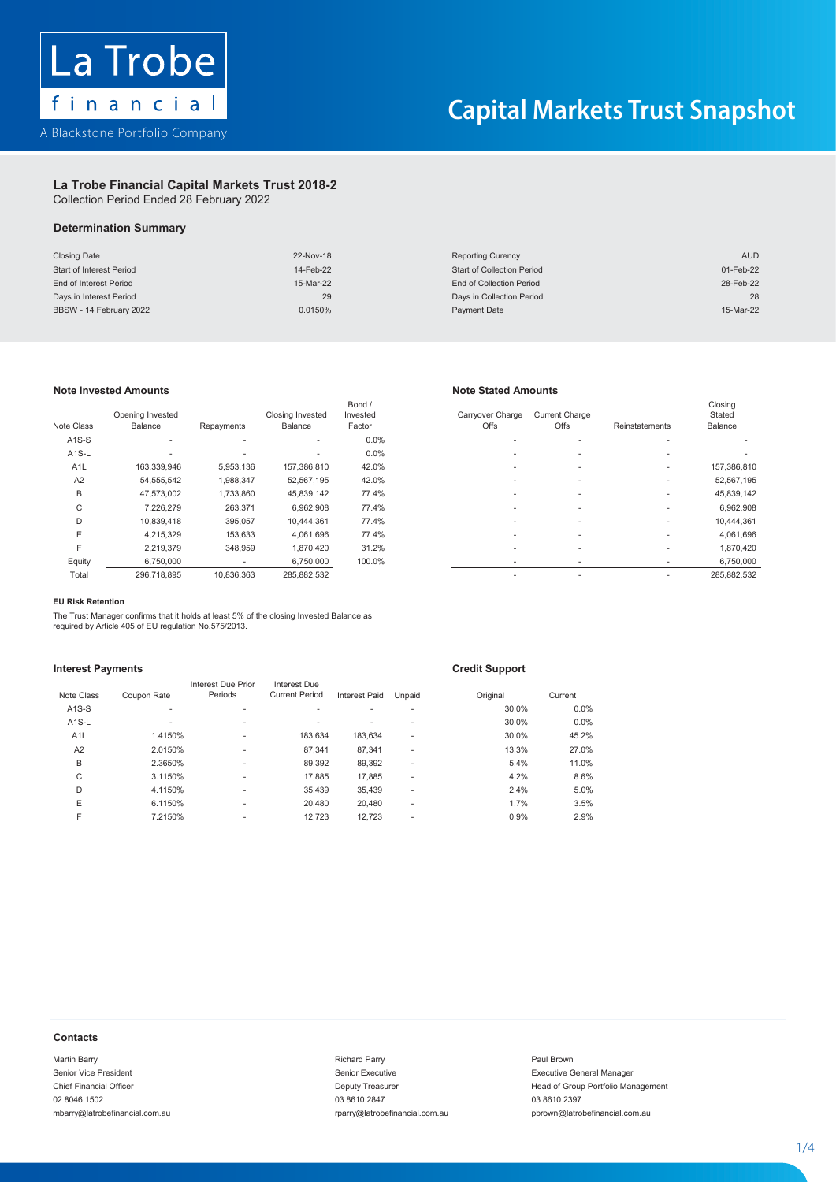La Trobe financial

A Blackstone Portfolio Company

# Capital Markets Trust Snapshot

## La Trobe Financial Capital Markets Trust 2018-2

Collection Period Ended 28 February 2022

### Determination Summary

| | | | |
|---|---|---|---|
| Closing Date | 22-Nov-18 | Reporting Curency | AUD |
| Start of Interest Period | 14-Feb-22 | Start of Collection Period | 01-Feb-22 |
| End of Interest Period | 15-Mar-22 | End of Collection Period | 28-Feb-22 |
| Days in Interest Period | 29 | Days in Collection Period | 28 |
| BBSW - 14 February 2022 | 0.0150% | Payment Date | 15-Mar-22 |

### Note Invested Amounts / Note Stated Amounts

| Note Class | Opening Invested Balance | Repayments | Closing Invested Balance | Bond / Invested Factor | Carryover Charge Offs | Current Charge Offs | Reinstatements | Closing Stated Balance |
|---|---|---|---|---|---|---|---|---|
| A1S-S | - | - | - | 0.0% | - | - | - | - |
| A1S-L | - | - | - | 0.0% | - | - | - | - |
| A1L | 163,339,946 | 5,953,136 | 157,386,810 | 42.0% | - | - | - | 157,386,810 |
| A2 | 54,555,542 | 1,988,347 | 52,567,195 | 42.0% | - | - | - | 52,567,195 |
| B | 47,573,002 | 1,733,860 | 45,839,142 | 77.4% | - | - | - | 45,839,142 |
| C | 7,226,279 | 263,371 | 6,962,908 | 77.4% | - | - | - | 6,962,908 |
| D | 10,839,418 | 395,057 | 10,444,361 | 77.4% | - | - | - | 10,444,361 |
| E | 4,215,329 | 153,633 | 4,061,696 | 77.4% | - | - | - | 4,061,696 |
| F | 2,219,379 | 348,959 | 1,870,420 | 31.2% | - | - | - | 1,870,420 |
| Equity | 6,750,000 | - | 6,750,000 | 100.0% | - | - | - | 6,750,000 |
| Total | 296,718,895 | 10,836,363 | 285,882,532 | | - | - | - | 285,882,532 |

#### EU Risk Retention

The Trust Manager confirms that it holds at least 5% of the closing Invested Balance as required by Article 405 of EU regulation No.575/2013.

### Interest Payments / Credit Support

| Note Class | Coupon Rate | Interest Due Prior Periods | Interest Due Current Period | Interest Paid | Unpaid | Credit Support Original | Credit Support Current |
|---|---|---|---|---|---|---|---|
| A1S-S | - | - | - | - | - | 30.0% | 0.0% |
| A1S-L | - | - | - | - | - | 30.0% | 0.0% |
| A1L | 1.4150% | - | 183,634 | 183,634 | - | 30.0% | 45.2% |
| A2 | 2.0150% | - | 87,341 | 87,341 | - | 13.3% | 27.0% |
| B | 2.3650% | - | 89,392 | 89,392 | - | 5.4% | 11.0% |
| C | 3.1150% | - | 17,885 | 17,885 | - | 4.2% | 8.6% |
| D | 4.1150% | - | 35,439 | 35,439 | - | 2.4% | 5.0% |
| E | 6.1150% | - | 20,480 | 20,480 | - | 1.7% | 3.5% |
| F | 7.2150% | - | 12,723 | 12,723 | - | 0.9% | 2.9% |

### Contacts

Martin Barry
Senior Vice President
Chief Financial Officer
02 8046 1502
mbarry@latrobefinancial.com.au

Richard Parry
Senior Executive
Deputy Treasurer
03 8610 2847
rparry@latrobefinancial.com.au

Paul Brown
Executive General Manager
Head of Group Portfolio Management
03 8610 2397
pbrown@latrobefinancial.com.au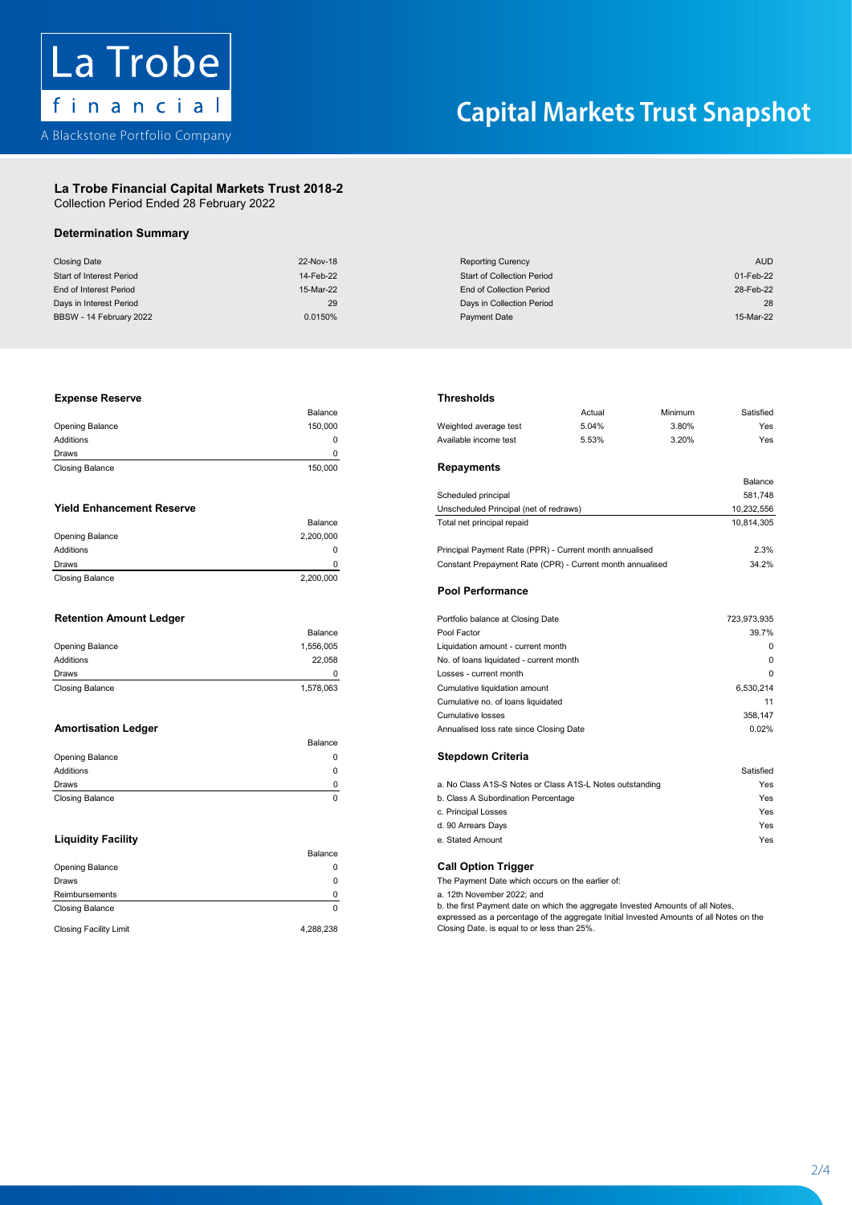La Trobe financial

A Blackstone Portfolio Company

# Capital Markets Trust Snapshot

## La Trobe Financial Capital Markets Trust 2018-2

Collection Period Ended 28 February 2022

### Determination Summary

| | | | |
|---|---|---|---|
| Closing Date | 22-Nov-18 | Reporting Curency | AUD |
| Start of Interest Period | 14-Feb-22 | Start of Collection Period | 01-Feb-22 |
| End of Interest Period | 15-Mar-22 | End of Collection Period | 28-Feb-22 |
| Days in Interest Period | 29 | Days in Collection Period | 28 |
| BBSW - 14 February 2022 | 0.0150% | Payment Date | 15-Mar-22 |

### Expense Reserve

| | Balance |
|---|---|
| Opening Balance | 150,000 |
| Additions | 0 |
| Draws | 0 |
| Closing Balance | 150,000 |

### Yield Enhancement Reserve

| | Balance |
|---|---|
| Opening Balance | 2,200,000 |
| Additions | 0 |
| Draws | 0 |
| Closing Balance | 2,200,000 |

### Retention Amount Ledger

| | Balance |
|---|---|
| Opening Balance | 1,556,005 |
| Additions | 22,058 |
| Draws | 0 |
| Closing Balance | 1,578,063 |

### Amortisation Ledger

| | Balance |
|---|---|
| Opening Balance | 0 |
| Additions | 0 |
| Draws | 0 |
| Closing Balance | 0 |

### Liquidity Facility

| | Balance |
|---|---|
| Opening Balance | 0 |
| Draws | 0 |
| Reimbursements | 0 |
| Closing Balance | 0 |
| Closing Facility Limit | 4,288,238 |

### Thresholds

| | Actual | Minimum | Satisfied |
|---|---|---|---|
| Weighted average test | 5.04% | 3.80% | Yes |
| Available income test | 5.53% | 3.20% | Yes |

### Repayments

| | Balance |
|---|---|
| Scheduled principal | 581,748 |
| Unscheduled Principal (net of redraws) | 10,232,556 |
| Total net principal repaid | 10,814,305 |
| Principal Payment Rate (PPR) - Current month annualised | 2.3% |
| Constant Prepayment Rate (CPR) - Current month annualised | 34.2% |

### Pool Performance

| | |
|---|---|
| Portfolio balance at Closing Date | 723,973,935 |
| Pool Factor | 39.7% |
| Liquidation amount - current month | 0 |
| No. of loans liquidated - current month | 0 |
| Losses - current month | 0 |
| Cumulative liquidation amount | 6,530,214 |
| Cumulative no. of loans liquidated | 11 |
| Cumulative losses | 358,147 |
| Annualised loss rate since Closing Date | 0.02% |

### Stepdown Criteria

| | Satisfied |
|---|---|
| a. No Class A1S-S Notes or Class A1S-L Notes outstanding | Yes |
| b. Class A Subordination Percentage | Yes |
| c. Principal Losses | Yes |
| d. 90 Arrears Days | Yes |
| e. Stated Amount | Yes |

### Call Option Trigger

The Payment Date which occurs on the earlier of:

a. 12th November 2022; and

b. the first Payment date on which the aggregate Invested Amounts of all Notes, expressed as a percentage of the aggregate Initial Invested Amounts of all Notes on the Closing Date, is equal to or less than 25%.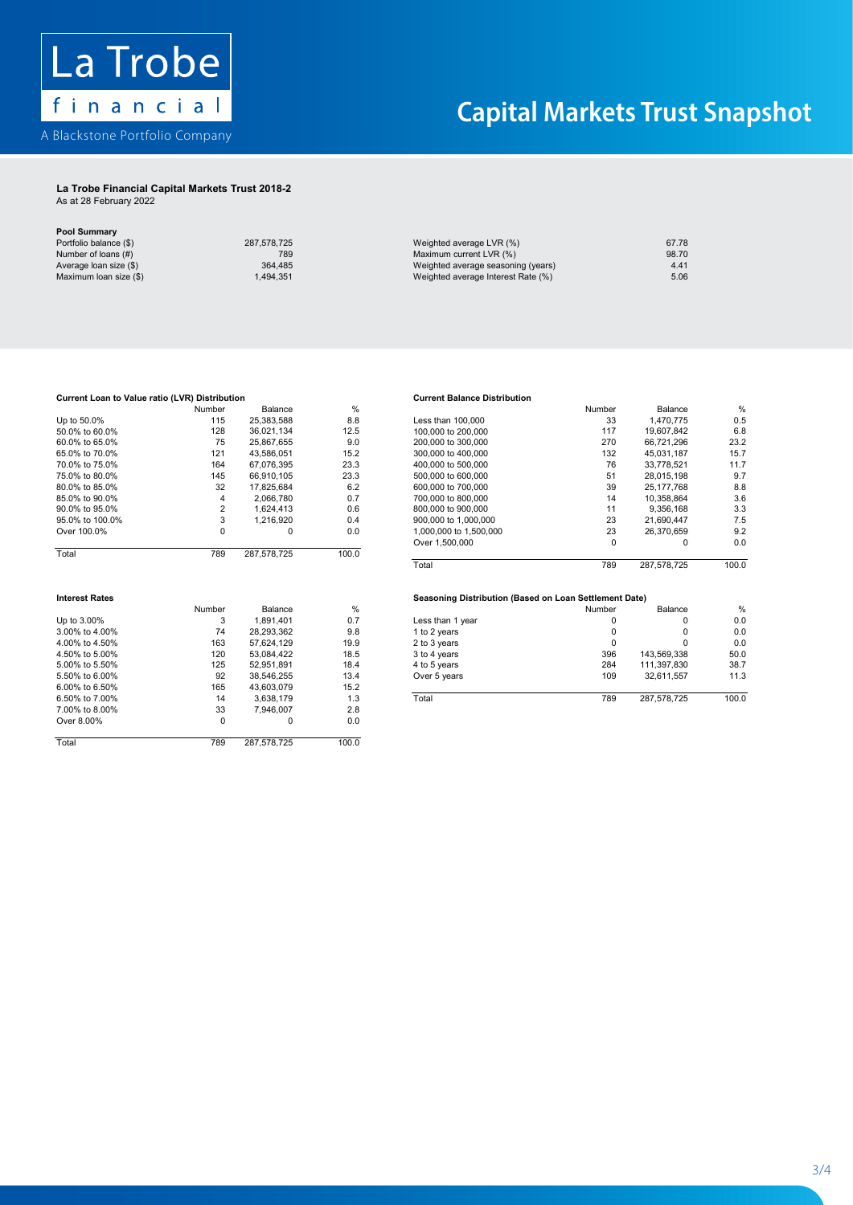# Capital Markets Trust Snapshot

La Trobe financial
A Blackstone Portfolio Company

**La Trobe Financial Capital Markets Trust 2018-2**
As at 28 February 2022

**Pool Summary**

| | | | |
|---|---|---|---|
| Portfolio balance ($) | 287,578,725 | Weighted average LVR (%) | 67.78 |
| Number of loans (#) | 789 | Maximum current LVR (%) | 98.70 |
| Average loan size ($) | 364,485 | Weighted average seasoning (years) | 4.41 |
| Maximum loan size ($) | 1,494,351 | Weighted average Interest Rate (%) | 5.06 |

**Current Loan to Value ratio (LVR) Distribution**

| | Number | Balance | % |
|---|---|---|---|
| Up to 50.0% | 115 | 25,383,588 | 8.8 |
| 50.0% to 60.0% | 128 | 36,021,134 | 12.5 |
| 60.0% to 65.0% | 75 | 25,867,655 | 9.0 |
| 65.0% to 70.0% | 121 | 43,586,051 | 15.2 |
| 70.0% to 75.0% | 164 | 67,076,395 | 23.3 |
| 75.0% to 80.0% | 145 | 66,910,105 | 23.3 |
| 80.0% to 85.0% | 32 | 17,825,684 | 6.2 |
| 85.0% to 90.0% | 4 | 2,066,780 | 0.7 |
| 90.0% to 95.0% | 2 | 1,624,413 | 0.6 |
| 95.0% to 100.0% | 3 | 1,216,920 | 0.4 |
| Over 100.0% | 0 | 0 | 0.0 |
| Total | 789 | 287,578,725 | 100.0 |

**Current Balance Distribution**

| | Number | Balance | % |
|---|---|---|---|
| Less than 100,000 | 33 | 1,470,775 | 0.5 |
| 100,000 to 200,000 | 117 | 19,607,842 | 6.8 |
| 200,000 to 300,000 | 270 | 66,721,296 | 23.2 |
| 300,000 to 400,000 | 132 | 45,031,187 | 15.7 |
| 400,000 to 500,000 | 76 | 33,778,521 | 11.7 |
| 500,000 to 600,000 | 51 | 28,015,198 | 9.7 |
| 600,000 to 700,000 | 39 | 25,177,768 | 8.8 |
| 700,000 to 800,000 | 14 | 10,358,864 | 3.6 |
| 800,000 to 900,000 | 11 | 9,356,168 | 3.3 |
| 900,000 to 1,000,000 | 23 | 21,690,447 | 7.5 |
| 1,000,000 to 1,500,000 | 23 | 26,370,659 | 9.2 |
| Over 1,500,000 | 0 | 0 | 0.0 |
| Total | 789 | 287,578,725 | 100.0 |

**Interest Rates**

| | Number | Balance | % |
|---|---|---|---|
| Up to 3.00% | 3 | 1,891,401 | 0.7 |
| 3.00% to 4.00% | 74 | 28,293,362 | 9.8 |
| 4.00% to 4.50% | 163 | 57,624,129 | 19.9 |
| 4.50% to 5.00% | 120 | 53,084,422 | 18.5 |
| 5.00% to 5.50% | 125 | 52,951,891 | 18.4 |
| 5.50% to 6.00% | 92 | 38,546,255 | 13.4 |
| 6.00% to 6.50% | 165 | 43,603,079 | 15.2 |
| 6.50% to 7.00% | 14 | 3,638,179 | 1.3 |
| 7.00% to 8.00% | 33 | 7,946,007 | 2.8 |
| Over 8.00% | 0 | 0 | 0.0 |
| Total | 789 | 287,578,725 | 100.0 |

**Seasoning Distribution (Based on Loan Settlement Date)**

| | Number | Balance | % |
|---|---|---|---|
| Less than 1 year | 0 | 0 | 0.0 |
| 1 to 2 years | 0 | 0 | 0.0 |
| 2 to 3 years | 0 | 0 | 0.0 |
| 3 to 4 years | 396 | 143,569,338 | 50.0 |
| 4 to 5 years | 284 | 111,397,830 | 38.7 |
| Over 5 years | 109 | 32,611,557 | 11.3 |
| Total | 789 | 287,578,725 | 100.0 |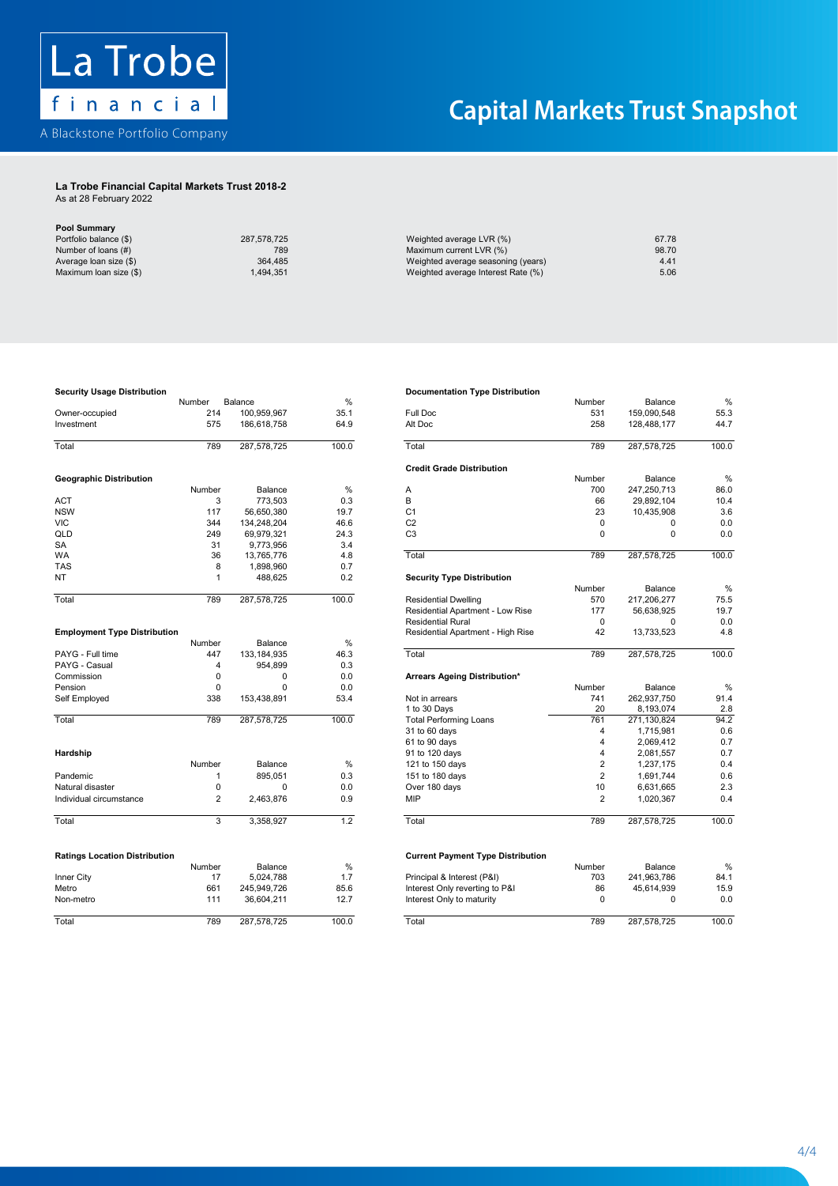# Capital Markets Trust Snapshot

La Trobe financial

A Blackstone Portfolio Company

**La Trobe Financial Capital Markets Trust 2018-2**
As at 28 February 2022

**Pool Summary**

| | | | |
|---|---|---|---|
| Portfolio balance ($) | 287,578,725 | Weighted average LVR (%) | 67.78 |
| Number of loans (#) | 789 | Maximum current LVR (%) | 98.70 |
| Average loan size ($) | 364,485 | Weighted average seasoning (years) | 4.41 |
| Maximum loan size ($) | 1,494,351 | Weighted average Interest Rate (%) | 5.06 |

**Security Usage Distribution**

| | Number | Balance | % |
|---|---|---|---|
| Owner-occupied | 214 | 100,959,967 | 35.1 |
| Investment | 575 | 186,618,758 | 64.9 |
| Total | 789 | 287,578,725 | 100.0 |

**Geographic Distribution**

| | Number | Balance | % |
|---|---|---|---|
| ACT | 3 | 773,503 | 0.3 |
| NSW | 117 | 56,650,380 | 19.7 |
| VIC | 344 | 134,248,204 | 46.6 |
| QLD | 249 | 69,979,321 | 24.3 |
| SA | 31 | 9,773,956 | 3.4 |
| WA | 36 | 13,765,776 | 4.8 |
| TAS | 8 | 1,898,960 | 0.7 |
| NT | 1 | 488,625 | 0.2 |
| Total | 789 | 287,578,725 | 100.0 |

**Employment Type Distribution**

| | Number | Balance | % |
|---|---|---|---|
| PAYG - Full time | 447 | 133,184,935 | 46.3 |
| PAYG - Casual | 4 | 954,899 | 0.3 |
| Commission | 0 | 0 | 0.0 |
| Pension | 0 | 0 | 0.0 |
| Self Employed | 338 | 153,438,891 | 53.4 |
| Total | 789 | 287,578,725 | 100.0 |

**Hardship**

| | Number | Balance | % |
|---|---|---|---|
| Pandemic | 1 | 895,051 | 0.3 |
| Natural disaster | 0 | 0 | 0.0 |
| Individual circumstance | 2 | 2,463,876 | 0.9 |
| Total | 3 | 3,358,927 | 1.2 |

**Ratings Location Distribution**

| | Number | Balance | % |
|---|---|---|---|
| Inner City | 17 | 5,024,788 | 1.7 |
| Metro | 661 | 245,949,726 | 85.6 |
| Non-metro | 111 | 36,604,211 | 12.7 |
| Total | 789 | 287,578,725 | 100.0 |

**Documentation Type Distribution**

| | Number | Balance | % |
|---|---|---|---|
| Full Doc | 531 | 159,090,548 | 55.3 |
| Alt Doc | 258 | 128,488,177 | 44.7 |
| Total | 789 | 287,578,725 | 100.0 |

**Credit Grade Distribution**

| | Number | Balance | % |
|---|---|---|---|
| A | 700 | 247,250,713 | 86.0 |
| B | 66 | 29,892,104 | 10.4 |
| C1 | 23 | 10,435,908 | 3.6 |
| C2 | 0 | 0 | 0.0 |
| C3 | 0 | 0 | 0.0 |
| Total | 789 | 287,578,725 | 100.0 |

**Security Type Distribution**

| | Number | Balance | % |
|---|---|---|---|
| Residential Dwelling | 570 | 217,206,277 | 75.5 |
| Residential Apartment - Low Rise | 177 | 56,638,925 | 19.7 |
| Residential Rural | 0 | 0 | 0.0 |
| Residential Apartment - High Rise | 42 | 13,733,523 | 4.8 |
| Total | 789 | 287,578,725 | 100.0 |

**Arrears Ageing Distribution***

| | Number | Balance | % |
|---|---|---|---|
| Not in arrears | 741 | 262,937,750 | 91.4 |
| 1 to 30 Days | 20 | 8,193,074 | 2.8 |
| Total Performing Loans | 761 | 271,130,824 | 94.2 |
| 31 to 60 days | 4 | 1,715,981 | 0.6 |
| 61 to 90 days | 4 | 2,069,412 | 0.7 |
| 91 to 120 days | 4 | 2,081,557 | 0.7 |
| 121 to 150 days | 2 | 1,237,175 | 0.4 |
| 151 to 180 days | 2 | 1,691,744 | 0.6 |
| Over 180 days | 10 | 6,631,665 | 2.3 |
| MIP | 2 | 1,020,367 | 0.4 |
| Total | 789 | 287,578,725 | 100.0 |

**Current Payment Type Distribution**

| | Number | Balance | % |
|---|---|---|---|
| Principal & Interest (P&I) | 703 | 241,963,786 | 84.1 |
| Interest Only reverting to P&I | 86 | 45,614,939 | 15.9 |
| Interest Only to maturity | 0 | 0 | 0.0 |
| Total | 789 | 287,578,725 | 100.0 |